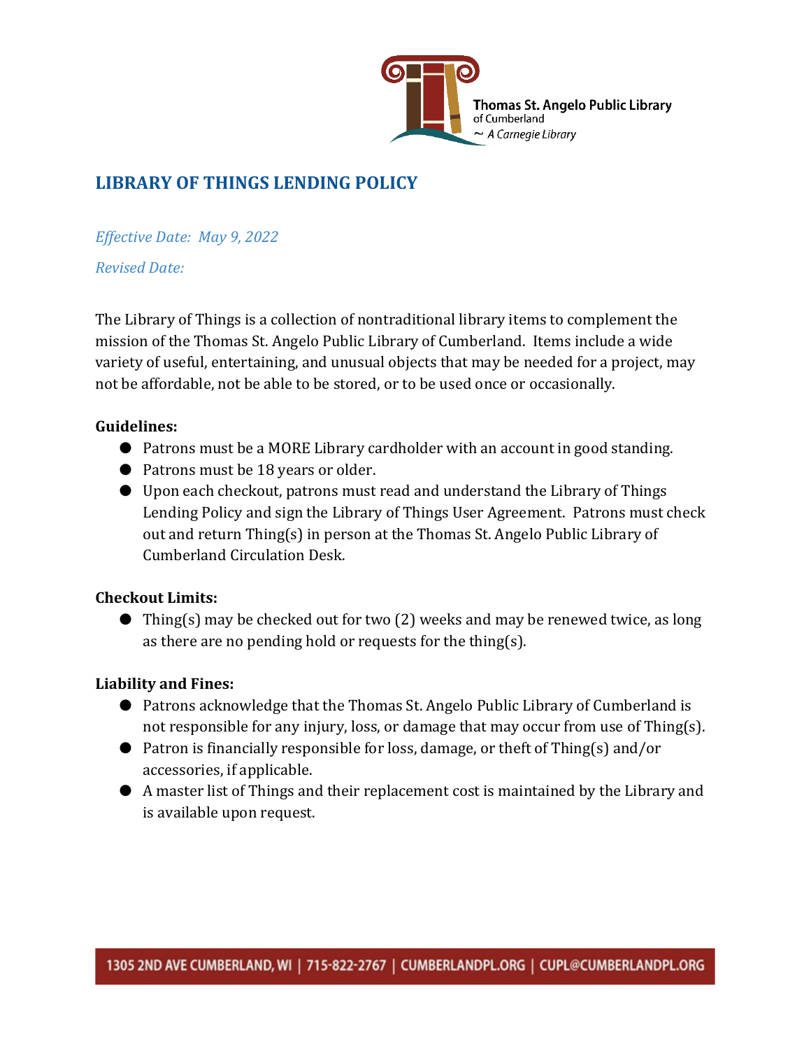Thomas St. Angelo Public Library
of Cumberland
~ A Carnegie Library

# LIBRARY OF THINGS LENDING POLICY

*Effective Date: May 9, 2022*

*Revised Date:*

The Library of Things is a collection of nontraditional library items to complement the mission of the Thomas St. Angelo Public Library of Cumberland. Items include a wide variety of useful, entertaining, and unusual objects that may be needed for a project, may not be affordable, not be able to be stored, or to be used once or occasionally.

**Guidelines:**

- Patrons must be a MORE Library cardholder with an account in good standing.
- Patrons must be 18 years or older.
- Upon each checkout, patrons must read and understand the Library of Things Lending Policy and sign the Library of Things User Agreement. Patrons must check out and return Thing(s) in person at the Thomas St. Angelo Public Library of Cumberland Circulation Desk.

**Checkout Limits:**

- Thing(s) may be checked out for two (2) weeks and may be renewed twice, as long as there are no pending hold or requests for the thing(s).

**Liability and Fines:**

- Patrons acknowledge that the Thomas St. Angelo Public Library of Cumberland is not responsible for any injury, loss, or damage that may occur from use of Thing(s).
- Patron is financially responsible for loss, damage, or theft of Thing(s) and/or accessories, if applicable.
- A master list of Things and their replacement cost is maintained by the Library and is available upon request.

1305 2ND AVE CUMBERLAND, WI | 715-822-2767 | CUMBERLANDPL.ORG | CUPL@CUMBERLANDPL.ORG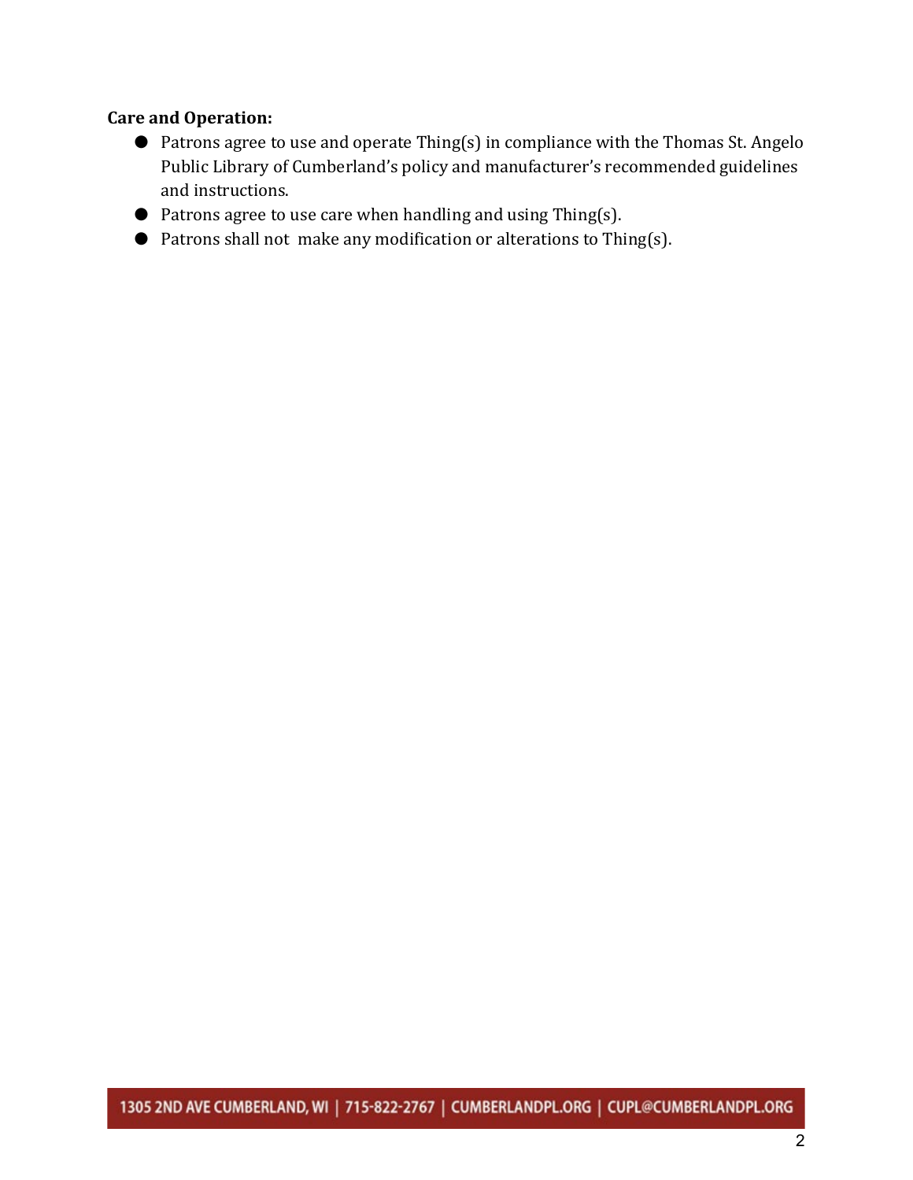**Care and Operation:**

- Patrons agree to use and operate Thing(s) in compliance with the Thomas St. Angelo Public Library of Cumberland's policy and manufacturer's recommended guidelines and instructions.
- Patrons agree to use care when handling and using Thing(s).
- Patrons shall not make any modification or alterations to Thing(s).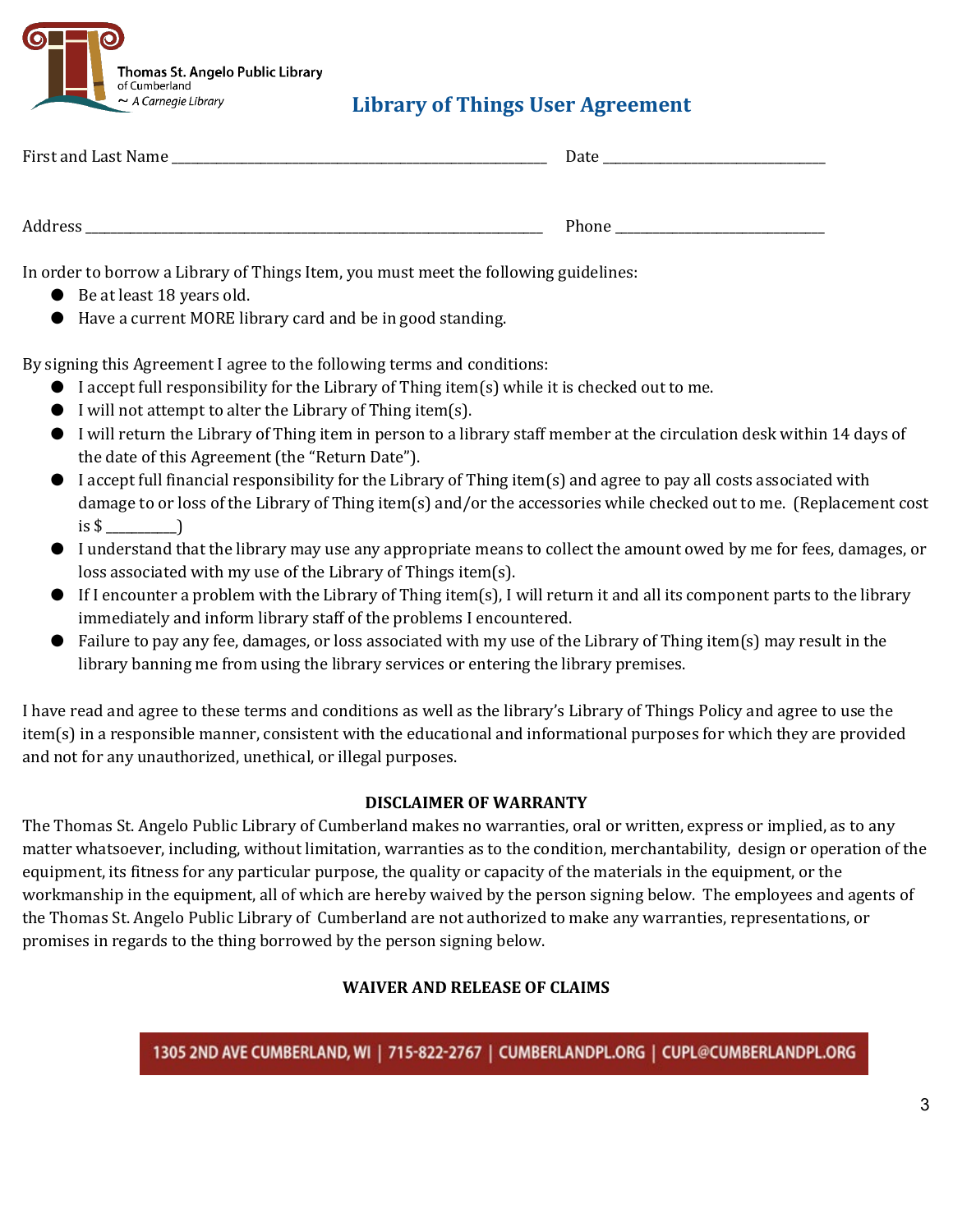Thomas St. Angelo Public Library of Cumberland
~ *A Carnegie Library*

## Library of Things User Agreement

First and Last Name ______________________________________________ Date ____________________________

Address ________________________________________________________ Phone ___________________________

In order to borrow a Library of Things Item, you must meet the following guidelines:

- Be at least 18 years old.
- Have a current MORE library card and be in good standing.

By signing this Agreement I agree to the following terms and conditions:

- I accept full responsibility for the Library of Thing item(s) while it is checked out to me.
- I will not attempt to alter the Library of Thing item(s).
- I will return the Library of Thing item in person to a library staff member at the circulation desk within 14 days of the date of this Agreement (the "Return Date").
- I accept full financial responsibility for the Library of Thing item(s) and agree to pay all costs associated with damage to or loss of the Library of Thing item(s) and/or the accessories while checked out to me. (Replacement cost is $ _________)
- I understand that the library may use any appropriate means to collect the amount owed by me for fees, damages, or loss associated with my use of the Library of Things item(s).
- If I encounter a problem with the Library of Thing item(s), I will return it and all its component parts to the library immediately and inform library staff of the problems I encountered.
- Failure to pay any fee, damages, or loss associated with my use of the Library of Thing item(s) may result in the library banning me from using the library services or entering the library premises.

I have read and agree to these terms and conditions as well as the library's Library of Things Policy and agree to use the item(s) in a responsible manner, consistent with the educational and informational purposes for which they are provided and not for any unauthorized, unethical, or illegal purposes.

### DISCLAIMER OF WARRANTY

The Thomas St. Angelo Public Library of Cumberland makes no warranties, oral or written, express or implied, as to any matter whatsoever, including, without limitation, warranties as to the condition, merchantability, design or operation of the equipment, its fitness for any particular purpose, the quality or capacity of the materials in the equipment, or the workmanship in the equipment, all of which are hereby waived by the person signing below. The employees and agents of the Thomas St. Angelo Public Library of Cumberland are not authorized to make any warranties, representations, or promises in regards to the thing borrowed by the person signing below.

### WAIVER AND RELEASE OF CLAIMS

1305 2ND AVE CUMBERLAND, WI | 715-822-2767 | CUMBERLANDPL.ORG | CUPL@CUMBERLANDPL.ORG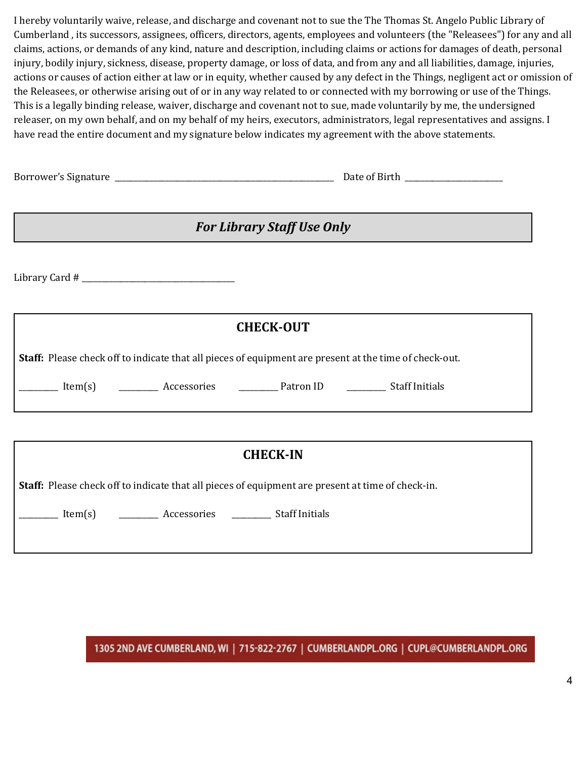I hereby voluntarily waive, release, and discharge and covenant not to sue the The Thomas St. Angelo Public Library of Cumberland , its successors, assignees, officers, directors, agents, employees and volunteers (the "Releasees") for any and all claims, actions, or demands of any kind, nature and description, including claims or actions for damages of death, personal injury, bodily injury, sickness, disease, property damage, or loss of data, and from any and all liabilities, damage, injuries, actions or causes of action either at law or in equity, whether caused by any defect in the Things, negligent act or omission of the Releasees, or otherwise arising out of or in any way related to or connected with my borrowing or use of the Things. This is a legally binding release, waiver, discharge and covenant not to sue, made voluntarily by me, the undersigned releaser, on my own behalf, and on my behalf of my heirs, executors, administrators, legal representatives and assigns. I have read the entire document and my signature below indicates my agreement with the above statements.

Borrower's Signature ______________________________________________________ Date of Birth ________________________

## *For Library Staff Use Only*

Library Card # ______________________________________

### CHECK-OUT

**Staff:** Please check off to indicate that all pieces of equipment are present at the time of check-out.

__________ Item(s) __________ Accessories __________ Patron ID __________ Staff Initials

### CHECK-IN

**Staff:** Please check off to indicate that all pieces of equipment are present at time of check-in.

__________ Item(s) __________ Accessories __________ Staff Initials

1305 2ND AVE CUMBERLAND, WI | 715-822-2767 | CUMBERLANDPL.ORG | CUPL@CUMBERLANDPL.ORG